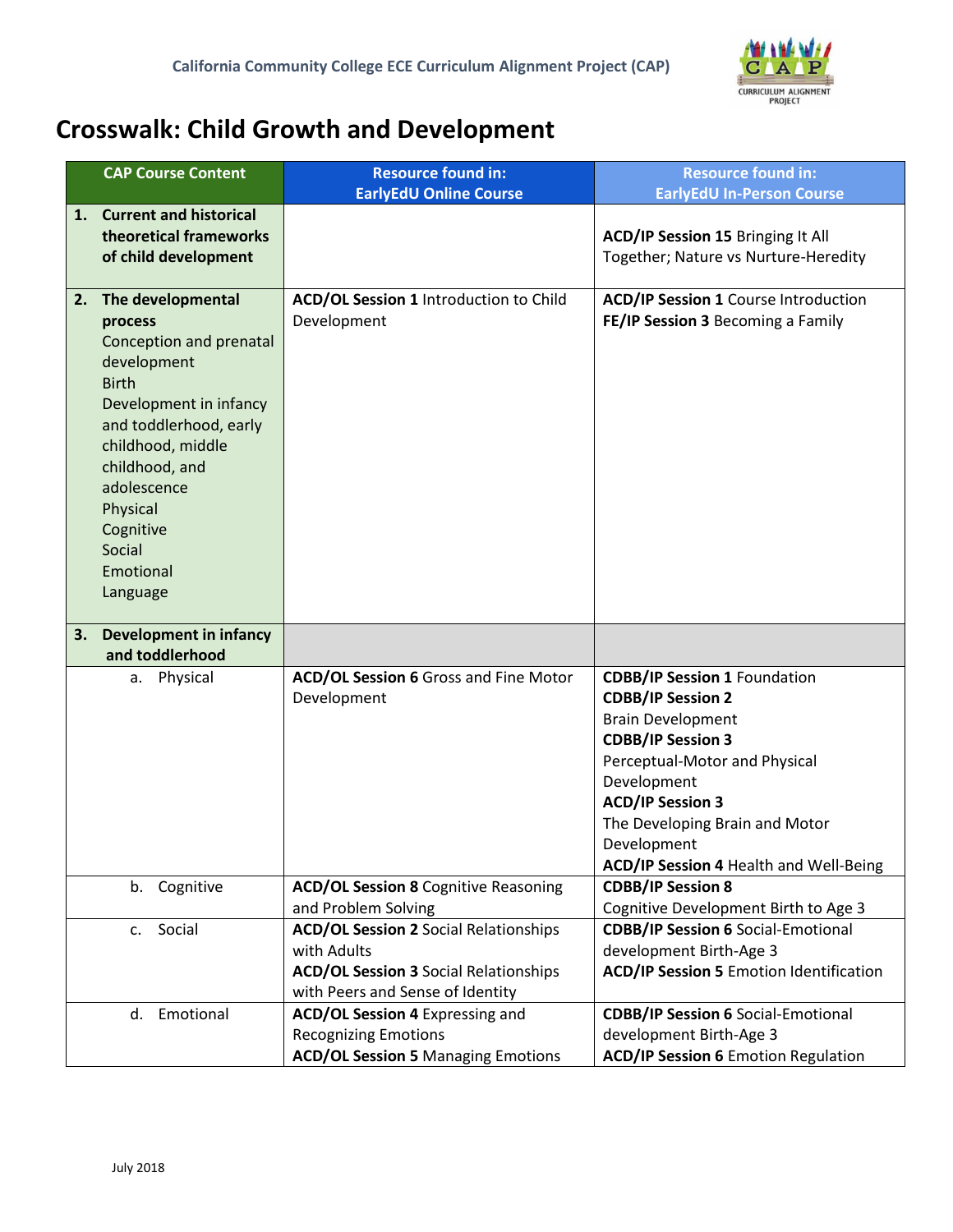California Community College ECE Curriculum Alignment Project (CAP)

# Crosswalk: Child Growth and Development

| CAP Course Content | Resource found in: EarlyEdU Online Course | Resource found in: EarlyEdU In-Person Course |
|---|---|---|
| **1. Current and historical theoretical frameworks of child development** | | **ACD/IP Session 15** Bringing It All Together; Nature vs Nurture-Heredity |
| **2. The developmental process** Conception and prenatal development Birth Development in infancy and toddlerhood, early childhood, middle childhood, and adolescence Physical Cognitive Social Emotional Language | **ACD/OL Session 1** Introduction to Child Development | **ACD/IP Session 1** Course Introduction **FE/IP Session 3** Becoming a Family |
| **3. Development in infancy and toddlerhood** | | |
| a. Physical | **ACD/OL Session 6** Gross and Fine Motor Development | **CDBB/IP Session 1** Foundation **CDBB/IP Session 2** Brain Development **CDBB/IP Session 3** Perceptual-Motor and Physical Development **ACD/IP Session 3** The Developing Brain and Motor Development **ACD/IP Session 4** Health and Well-Being |
| b. Cognitive | **ACD/OL Session 8** Cognitive Reasoning and Problem Solving | **CDBB/IP Session 8** Cognitive Development Birth to Age 3 |
| c. Social | **ACD/OL Session 2** Social Relationships with Adults **ACD/OL Session 3** Social Relationships with Peers and Sense of Identity | **CDBB/IP Session 6** Social-Emotional development Birth-Age 3 **ACD/IP Session 5** Emotion Identification |
| d. Emotional | **ACD/OL Session 4** Expressing and Recognizing Emotions **ACD/OL Session 5** Managing Emotions | **CDBB/IP Session 6** Social-Emotional development Birth-Age 3 **ACD/IP Session 6** Emotion Regulation |

July 2018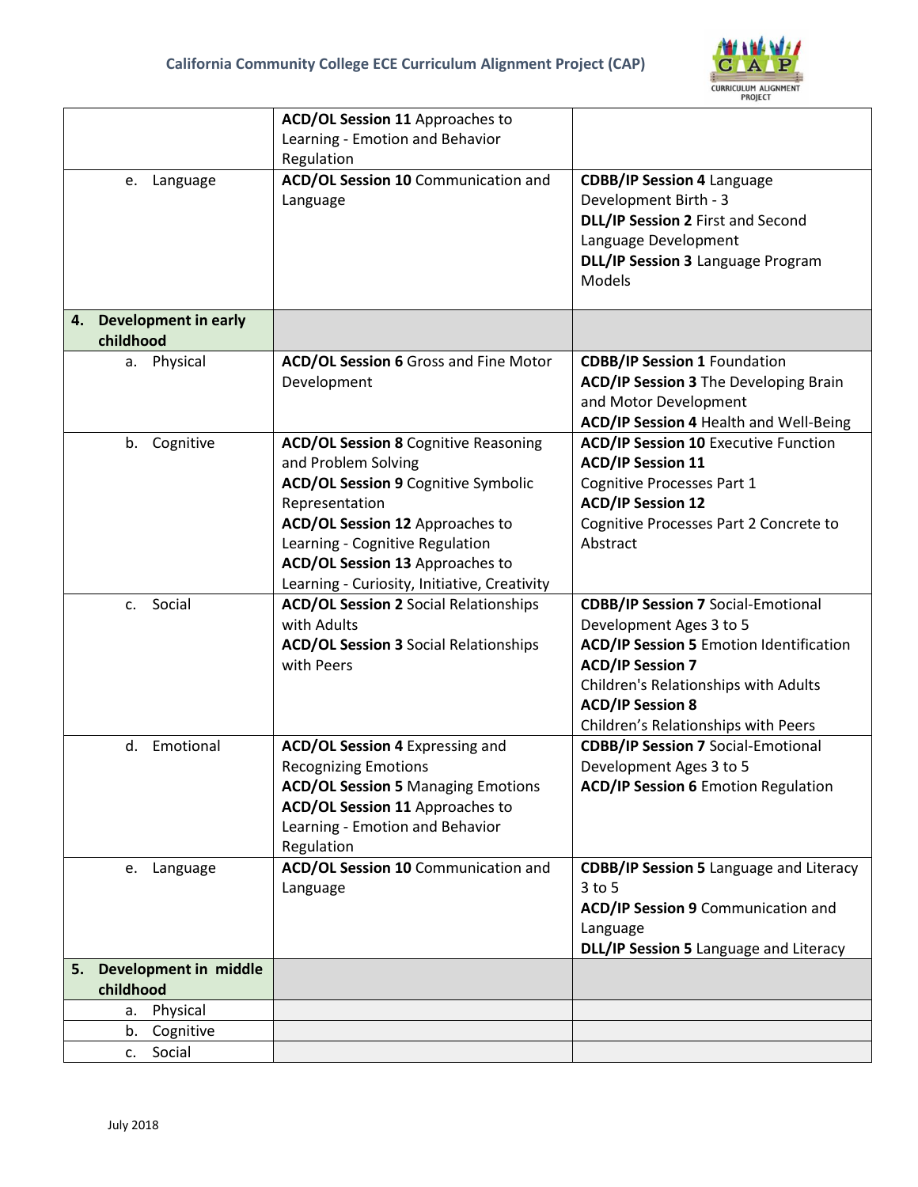| | | |
|---|---|---|
| | **ACD/OL Session 11** Approaches to Learning - Emotion and Behavior Regulation | |
| e. Language | **ACD/OL Session 10** Communication and Language | **CDBB/IP Session 4** Language Development Birth - 3<br>**DLL/IP Session 2** First and Second Language Development<br>**DLL/IP Session 3** Language Program Models |
| **4. Development in early childhood** | | |
| a. Physical | **ACD/OL Session 6** Gross and Fine Motor Development | **CDBB/IP Session 1** Foundation<br>**ACD/IP Session 3** The Developing Brain and Motor Development<br>**ACD/IP Session 4** Health and Well-Being |
| b. Cognitive | **ACD/OL Session 8** Cognitive Reasoning and Problem Solving<br>**ACD/OL Session 9** Cognitive Symbolic Representation<br>**ACD/OL Session 12** Approaches to Learning - Cognitive Regulation<br>**ACD/OL Session 13** Approaches to Learning - Curiosity, Initiative, Creativity | **ACD/IP Session 10** Executive Function<br>**ACD/IP Session 11** Cognitive Processes Part 1<br>**ACD/IP Session 12** Cognitive Processes Part 2 Concrete to Abstract |
| c. Social | **ACD/OL Session 2** Social Relationships with Adults<br>**ACD/OL Session 3** Social Relationships with Peers | **CDBB/IP Session 7** Social-Emotional Development Ages 3 to 5<br>**ACD/IP Session 5** Emotion Identification<br>**ACD/IP Session 7** Children's Relationships with Adults<br>**ACD/IP Session 8** Children's Relationships with Peers |
| d. Emotional | **ACD/OL Session 4** Expressing and Recognizing Emotions<br>**ACD/OL Session 5** Managing Emotions<br>**ACD/OL Session 11** Approaches to Learning - Emotion and Behavior Regulation | **CDBB/IP Session 7** Social-Emotional Development Ages 3 to 5<br>**ACD/IP Session 6** Emotion Regulation |
| e. Language | **ACD/OL Session 10** Communication and Language | **CDBB/IP Session 5** Language and Literacy 3 to 5<br>**ACD/IP Session 9** Communication and Language<br>**DLL/IP Session 5** Language and Literacy |
| **5. Development in middle childhood** | | |
| a. Physical | | |
| b. Cognitive | | |
| c. Social | | |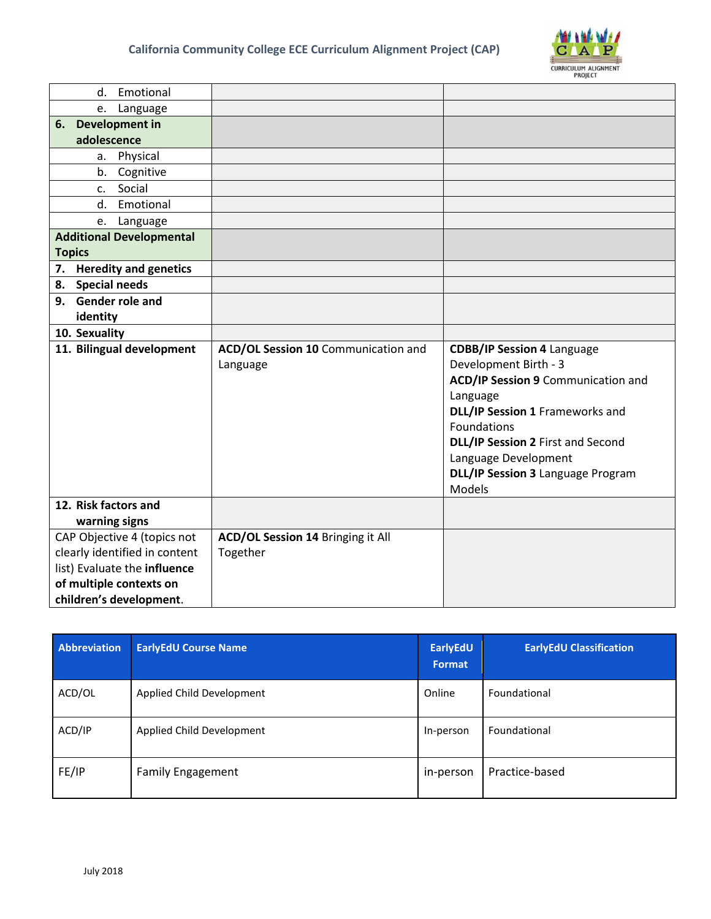| | | |
|---|---|---|
| d. Emotional | | |
| e. Language | | |
| **6. Development in adolescence** | | |
| a. Physical | | |
| b. Cognitive | | |
| c. Social | | |
| d. Emotional | | |
| e. Language | | |
| **Additional Developmental Topics** | | |
| **7. Heredity and genetics** | | |
| **8. Special needs** | | |
| **9. Gender role and identity** | | |
| **10. Sexuality** | | |
| **11. Bilingual development** | **ACD/OL Session 10** Communication and Language | **CDBB/IP Session 4** Language Development Birth - 3<br>**ACD/IP Session 9** Communication and Language<br>**DLL/IP Session 1** Frameworks and Foundations<br>**DLL/IP Session 2** First and Second Language Development<br>**DLL/IP Session 3** Language Program Models |
| **12. Risk factors and warning signs** | | |
| CAP Objective 4 (topics not clearly identified in content list) Evaluate the **influence of multiple contexts on children's development**. | **ACD/OL Session 14** Bringing it All Together | |

| Abbreviation | EarlyEdU Course Name | EarlyEdU Format | EarlyEdU Classification |
|---|---|---|---|
| ACD/OL | Applied Child Development | Online | Foundational |
| ACD/IP | Applied Child Development | In-person | Foundational |
| FE/IP | Family Engagement | in-person | Practice-based |

July 2018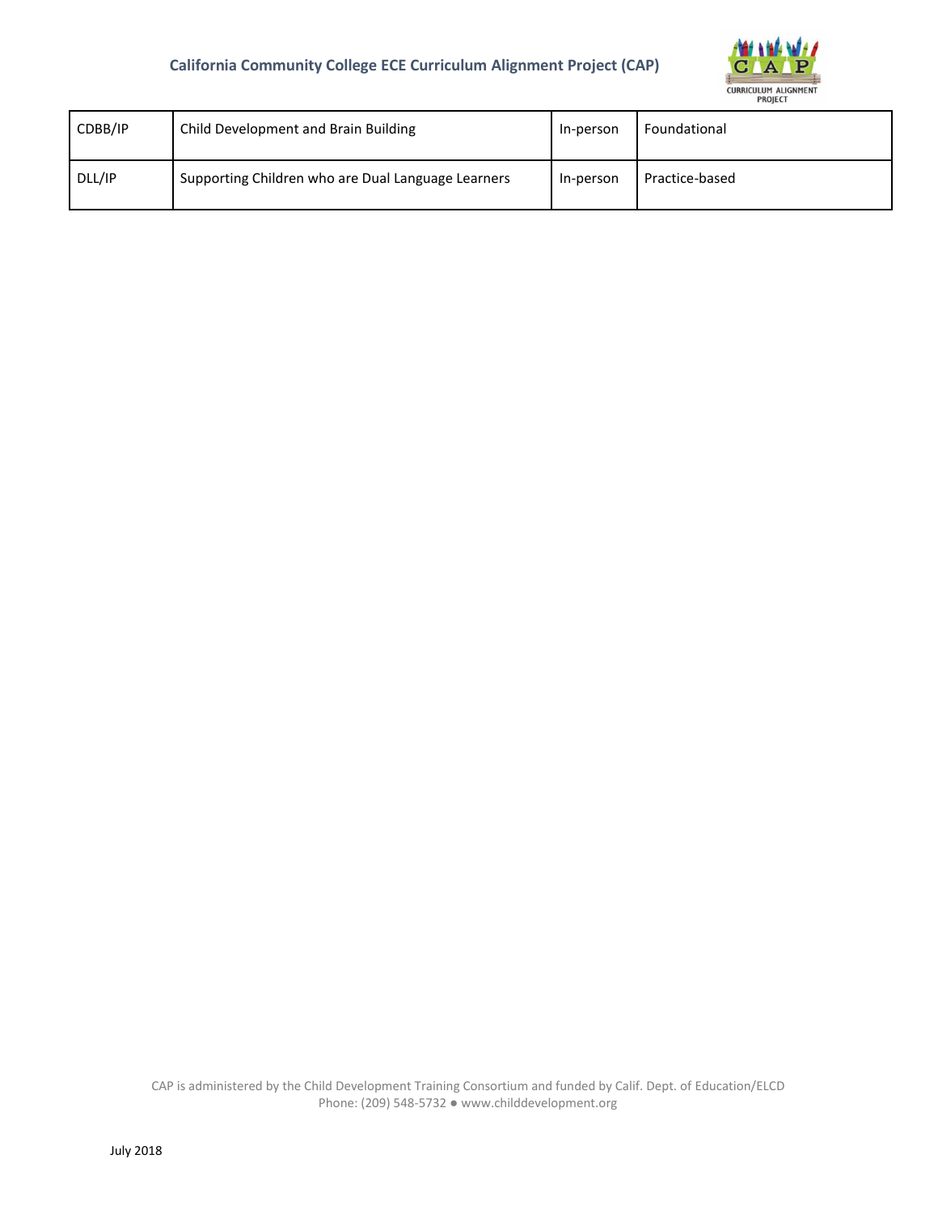| | | | |
|---|---|---|---|
| CDBB/IP | Child Development and Brain Building | In-person | Foundational |
| DLL/IP | Supporting Children who are Dual Language Learners | In-person | Practice-based |